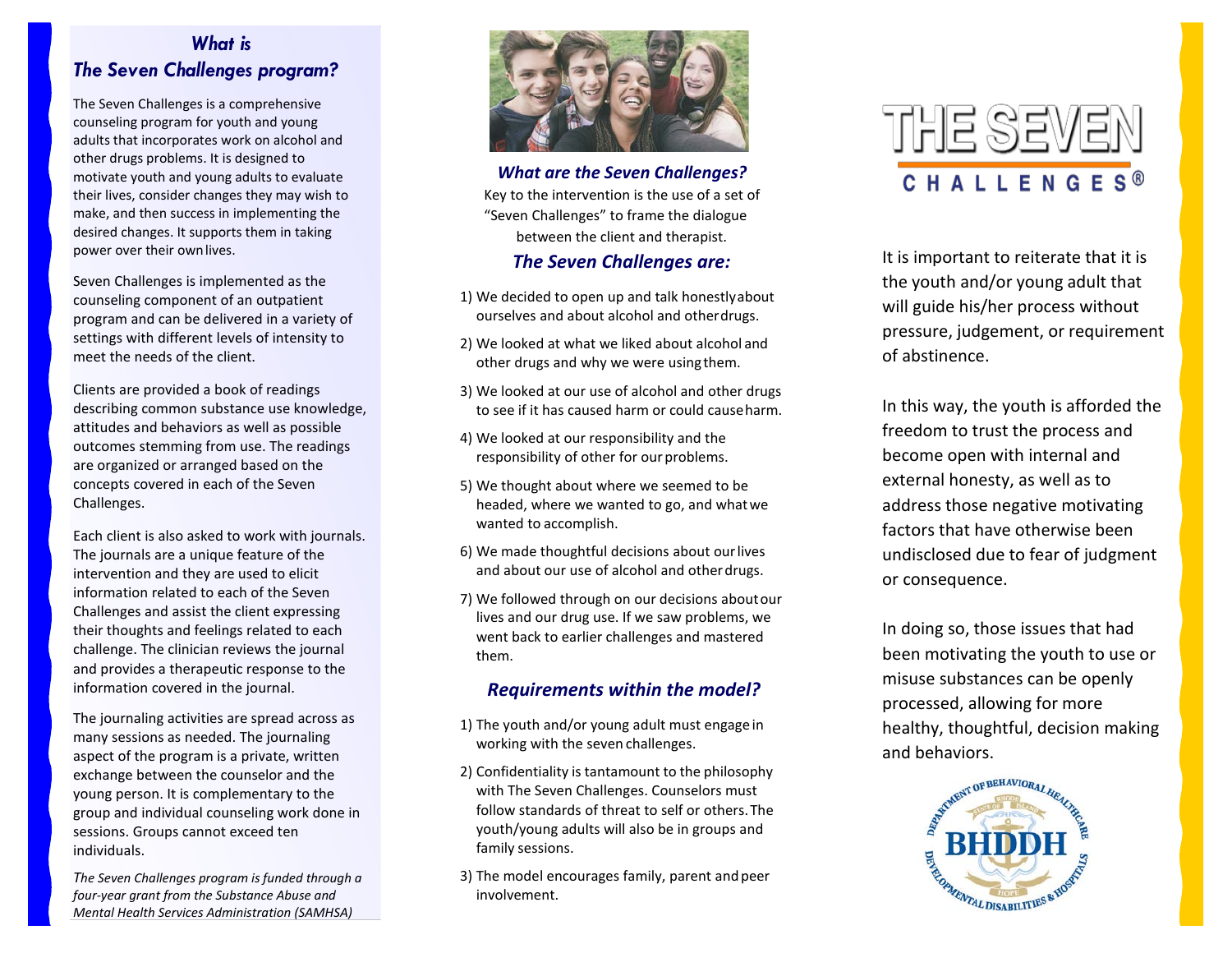## *What is The Seven Challenges program?*

The Seven Challenges is a comprehensive counseling program for youth and young adults that incorporates work on alcohol and other drugs problems. It is designed to motivate youth and young adults to evaluate their lives, consider changes they may wish to make, and then success in implementing the desired changes. It supports them in taking power over their own lives.

Seven Challenges is implemented as the counseling component of an outpatient program and can be delivered in a variety of settings with different levels of intensity to meet the needs of the client.

Clients are provided a book of readings describing common substance use knowledge, attitudes and behaviors as well as possible outcomes stemming from use. The readings are organized or arranged based on the concepts covered in each of the Seven Challenges.

Each client is also asked to work with journals. The journals are a unique feature of the intervention and they are used to elicit information related to each of the Seven Challenges and assist the client expressing their thoughts and feelings related to each challenge. The clinician reviews the journal and provides a therapeutic response to the information covered in the journal.

The journaling activities are spread across as many sessions as needed. The journaling aspect of the program is a private, written exchange between the counselor and the young person. It is complementary to the group and individual counseling work done in sessions. Groups cannot exceed ten individuals.

*The Seven Challenges program is funded through a four-year grant from the Substance Abuse and Mental Health Services Administration (SAMHSA)*

### *What are the Seven Challenges?*

Key to the intervention is the use of a set of "Seven Challenges" to frame the dialogue between the client and therapist.

### *The Seven Challenges are:*

1) We decided to open up and talk honestly about ourselves and about alcohol and other drugs.
2) We looked at what we liked about alcohol and other drugs and why we were using them.
3) We looked at our use of alcohol and other drugs to see if it has caused harm or could cause harm.
4) We looked at our responsibility and the responsibility of other for our problems.
5) We thought about where we seemed to be headed, where we wanted to go, and what we wanted to accomplish.
6) We made thoughtful decisions about our lives and about our use of alcohol and other drugs.
7) We followed through on our decisions about our lives and our drug use. If we saw problems, we went back to earlier challenges and mastered them.

### *Requirements within the model?*

1) The youth and/or young adult must engage in working with the seven challenges.
2) Confidentiality is tantamount to the philosophy with The Seven Challenges. Counselors must follow standards of threat to self or others. The youth/young adults will also be in groups and family sessions.
3) The model encourages family, parent and peer involvement.

# THE SEVEN CHALLENGES®

It is important to reiterate that it is the youth and/or young adult that will guide his/her process without pressure, judgement, or requirement of abstinence.

In this way, the youth is afforded the freedom to trust the process and become open with internal and external honesty, as well as to address those negative motivating factors that have otherwise been undisclosed due to fear of judgment or consequence.

In doing so, those issues that had been motivating the youth to use or misuse substances can be openly processed, allowing for more healthy, thoughtful, decision making and behaviors.

DEPARTMENT OF BEHAVIORAL HEALTHCARE, DEVELOPMENTAL DISABILITIES & HOSPITALS — BHDDH — STATE OF RHODE ISLAND — HOPE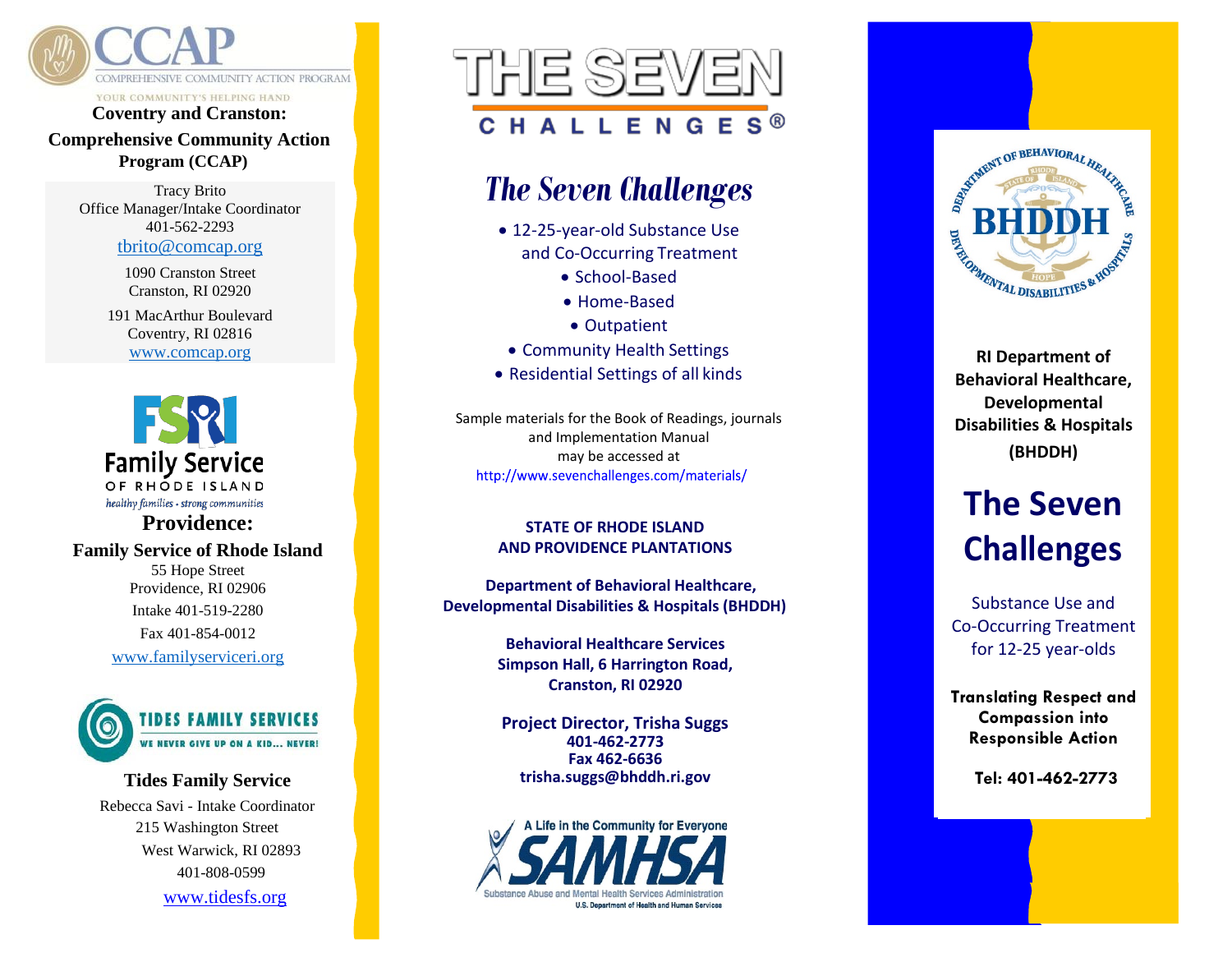**CCAP**
COMPREHENSIVE COMMUNITY ACTION PROGRAM
YOUR COMMUNITY'S HELPING HAND

### Coventry and Cranston:
### Comprehensive Community Action Program (CCAP)

Tracy Brito
Office Manager/Intake Coordinator
401-562-2293
tbrito@comcap.org

1090 Cranston Street
Cranston, RI 02920

191 MacArthur Boulevard
Coventry, RI 02816
www.comcap.org

**FSRI**
Family Service
OF RHODE ISLAND
*healthy families - strong communities*

### Providence:
### Family Service of Rhode Island

55 Hope Street
Providence, RI 02906
Intake 401-519-2280
Fax 401-854-0012
www.familyserviceri.org

**TIDES FAMILY SERVICES**
WE NEVER GIVE UP ON A KID... NEVER!

### Tides Family Service

Rebecca Savi - Intake Coordinator
215 Washington Street
West Warwick, RI 02893
401-808-0599
www.tidesfs.org

# THE SEVEN CHALLENGES®

## *The Seven Challenges*

- 12-25-year-old Substance Use and Co-Occurring Treatment
- School-Based
- Home-Based
- Outpatient
- Community Health Settings
- Residential Settings of all kinds

Sample materials for the Book of Readings, journals and Implementation Manual may be accessed at http://www.sevenchallenges.com/materials/

**STATE OF RHODE ISLAND AND PROVIDENCE PLANTATIONS**

**Department of Behavioral Healthcare, Developmental Disabilities & Hospitals (BHDDH)**

**Behavioral Healthcare Services**
**Simpson Hall, 6 Harrington Road,**
**Cranston, RI 02920**

**Project Director, Trisha Suggs**
**401-462-2773**
**Fax 462-6636**
**trisha.suggs@bhddh.ri.gov**

A Life in the Community for Everyone
**SAMHSA**
Substance Abuse and Mental Health Services Administration
U.S. Department of Health and Human Services

DEPARTMENT OF BEHAVIORAL HEALTHCARE DEVELOPMENTAL DISABILITIES & HOSPITALS
STATE OF RHODE ISLAND
**BHDDH**
HOPE

**RI Department of Behavioral Healthcare, Developmental Disabilities & Hospitals (BHDDH)**

# The Seven Challenges

Substance Use and Co-Occurring Treatment for 12-25 year-olds

**Translating Respect and Compassion into Responsible Action**

**Tel: 401-462-2773**